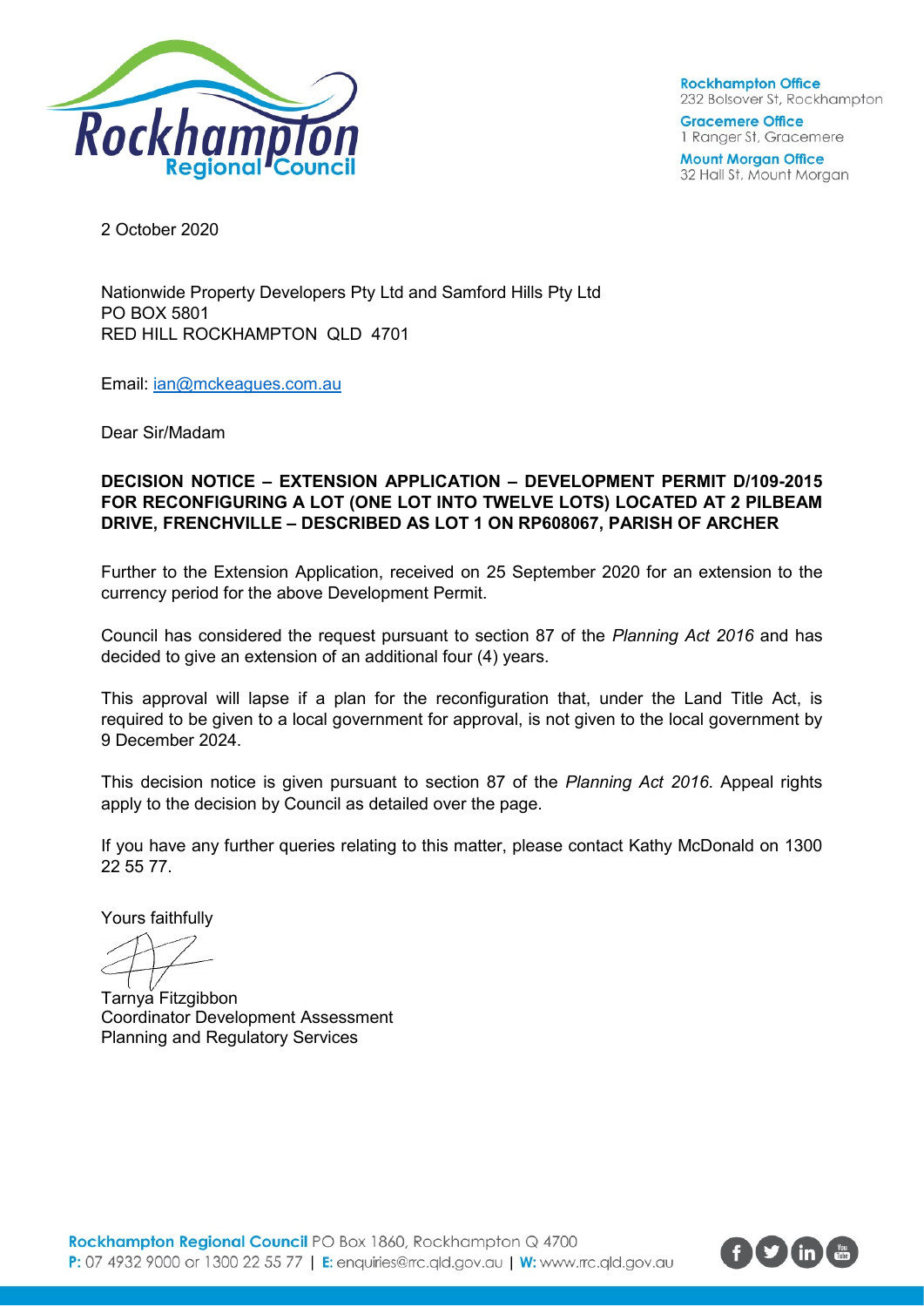Rockhampton Office
232 Bolsover St, Rockhampton

Gracemere Office
1 Ranger St, Gracemere

Mount Morgan Office
32 Hall St, Mount Morgan

2 October 2020

Nationwide Property Developers Pty Ltd and Samford Hills Pty Ltd
PO BOX 5801
RED HILL ROCKHAMPTON QLD 4701

Email: ian@mckeagues.com.au

Dear Sir/Madam

**DECISION NOTICE – EXTENSION APPLICATION – DEVELOPMENT PERMIT D/109-2015 FOR RECONFIGURING A LOT (ONE LOT INTO TWELVE LOTS) LOCATED AT 2 PILBEAM DRIVE, FRENCHVILLE – DESCRIBED AS LOT 1 ON RP608067, PARISH OF ARCHER**

Further to the Extension Application, received on 25 September 2020 for an extension to the currency period for the above Development Permit.

Council has considered the request pursuant to section 87 of the *Planning Act 2016* and has decided to give an extension of an additional four (4) years.

This approval will lapse if a plan for the reconfiguration that, under the Land Title Act, is required to be given to a local government for approval, is not given to the local government by 9 December 2024.

This decision notice is given pursuant to section 87 of the *Planning Act 2016*. Appeal rights apply to the decision by Council as detailed over the page.

If you have any further queries relating to this matter, please contact Kathy McDonald on 1300 22 55 77.

Yours faithfully

Tarnya Fitzgibbon
Coordinator Development Assessment
Planning and Regulatory Services

**Rockhampton Regional Council** PO Box 1860, Rockhampton Q 4700
**P:** 07 4932 9000 or 1300 22 55 77 | **E:** enquiries@rrc.qld.gov.au | **W:** www.rrc.qld.gov.au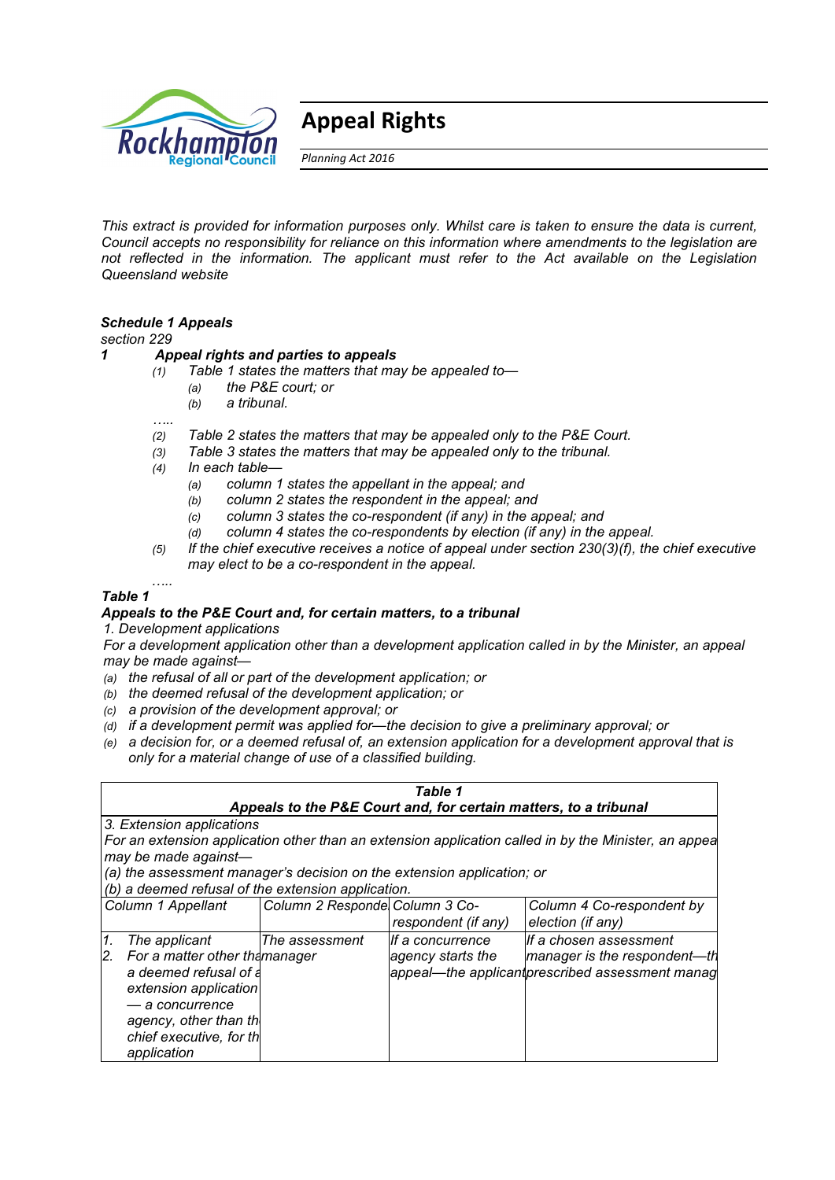# Appeal Rights

*Planning Act 2016*

*This extract is provided for information purposes only. Whilst care is taken to ensure the data is current, Council accepts no responsibility for reliance on this information where amendments to the legislation are not reflected in the information. The applicant must refer to the Act available on the Legislation Queensland website*

***Schedule 1 Appeals***

*section 229*

***1 Appeal rights and parties to appeals***

- *(1) Table 1 states the matters that may be appealed to—*
  - *(a) the P&E court; or*
  - *(b) a tribunal.*

*…..*

- *(2) Table 2 states the matters that may be appealed only to the P&E Court.*
- *(3) Table 3 states the matters that may be appealed only to the tribunal.*
- *(4) In each table—*
  - *(a) column 1 states the appellant in the appeal; and*
  - *(b) column 2 states the respondent in the appeal; and*
  - *(c) column 3 states the co-respondent (if any) in the appeal; and*
  - *(d) column 4 states the co-respondents by election (if any) in the appeal.*
- *(5) If the chief executive receives a notice of appeal under section 230(3)(f), the chief executive may elect to be a co-respondent in the appeal.*

*…..*

***Table 1***

***Appeals to the P&E Court and, for certain matters, to a tribunal***

*1. Development applications*

*For a development application other than a development application called in by the Minister, an appeal may be made against—*

- *(a) the refusal of all or part of the development application; or*
- *(b) the deemed refusal of the development application; or*
- *(c) a provision of the development approval; or*
- *(d) if a development permit was applied for—the decision to give a preliminary approval; or*
- *(e) a decision for, or a deemed refusal of, an extension application for a development approval that is only for a material change of use of a classified building.*

| ***Table 1*** ***Appeals to the P&E Court and, for certain matters, to a tribunal*** | | | |
|---|---|---|---|
| *3. Extension applications*<br>*For an extension application other than an extension application called in by the Minister, an appea may be made against—*<br>*(a) the assessment manager's decision on the extension application; or*<br>*(b) a deemed refusal of the extension application.* | | | |
| *Column 1 Appellant* | *Column 2 Responde* | *Column 3 Co-respondent (if any)* | *Column 4 Co-respondent by election (if any)* |
| *1. The applicant*<br>*2. For a matter other tha a deemed refusal of a extension application — a concurrence agency, other than th chief executive, for th application* | *The assessment manager* | *If a concurrence agency starts the appeal—the applicant* | *If a chosen assessment manager is the respondent—th prescribed assessment manag* |